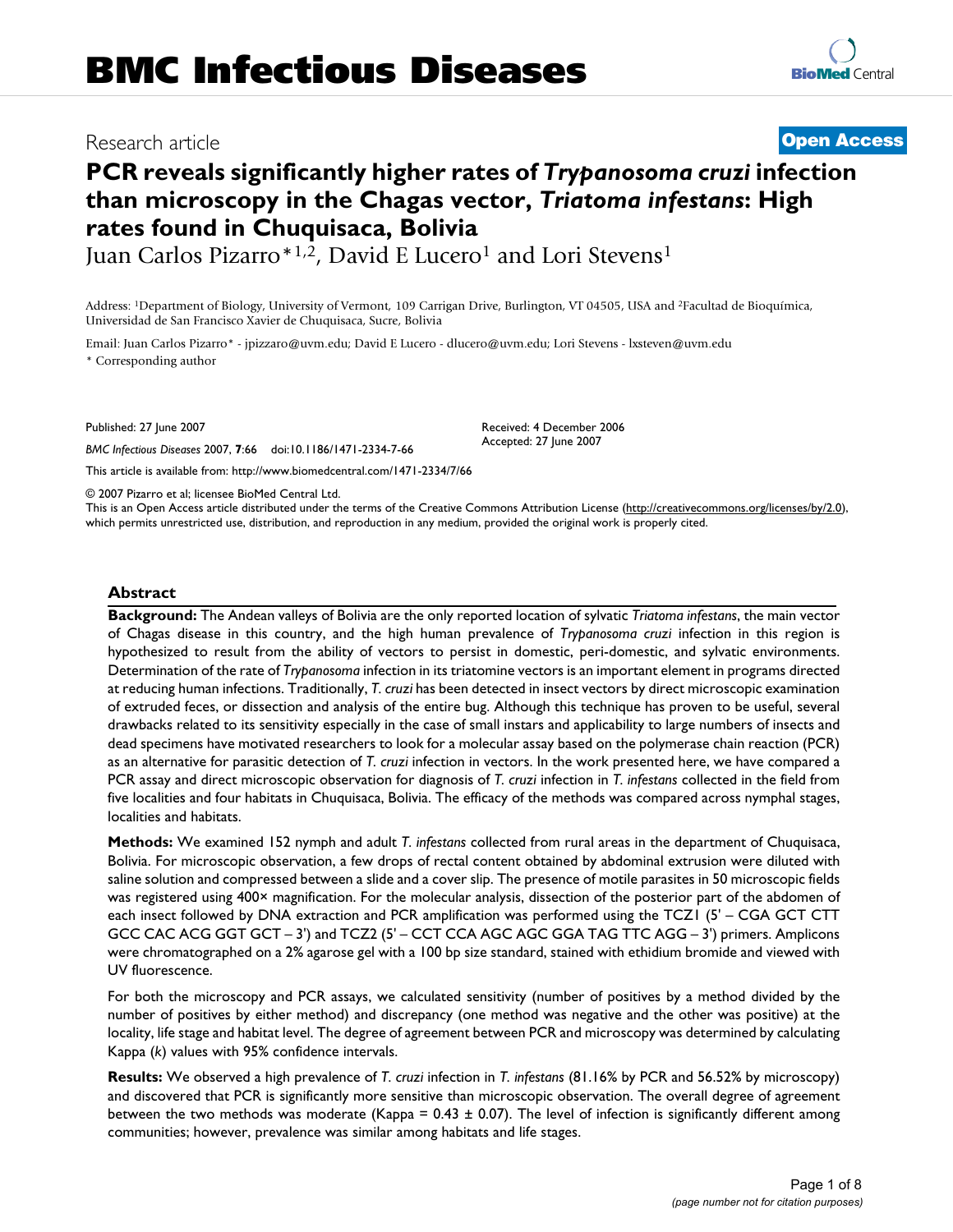BMC Infectious Diseases

Research article

**Open Access**

# PCR reveals significantly higher rates of *Trypanosoma cruzi* infection than microscopy in the Chagas vector, *Triatoma infestans*: High rates found in Chuquisaca, Bolivia

Juan Carlos Pizarro*[1,2], David E Lucero[1] and Lori Stevens[1]

Address: [1]Department of Biology, University of Vermont, 109 Carrigan Drive, Burlington, VT 04505, USA and [2]Facultad de Bioquímica, Universidad de San Francisco Xavier de Chuquisaca, Sucre, Bolivia

Email: Juan Carlos Pizarro* - jpizzaro@uvm.edu; David E Lucero - dlucero@uvm.edu; Lori Stevens - lxsteven@uvm.edu

\* Corresponding author

Published: 27 June 2007

*BMC Infectious Diseases* 2007, **7**:66 doi:10.1186/1471-2334-7-66

Received: 4 December 2006
Accepted: 27 June 2007

This article is available from: http://www.biomedcentral.com/1471-2334/7/66

© 2007 Pizarro et al; licensee BioMed Central Ltd.
This is an Open Access article distributed under the terms of the Creative Commons Attribution License (http://creativecommons.org/licenses/by/2.0), which permits unrestricted use, distribution, and reproduction in any medium, provided the original work is properly cited.

## Abstract

**Background:** The Andean valleys of Bolivia are the only reported location of sylvatic *Triatoma infestans*, the main vector of Chagas disease in this country, and the high human prevalence of *Trypanosoma cruzi* infection in this region is hypothesized to result from the ability of vectors to persist in domestic, peri-domestic, and sylvatic environments. Determination of the rate of *Trypanosoma* infection in its triatomine vectors is an important element in programs directed at reducing human infections. Traditionally, *T. cruzi* has been detected in insect vectors by direct microscopic examination of extruded feces, or dissection and analysis of the entire bug. Although this technique has proven to be useful, several drawbacks related to its sensitivity especially in the case of small instars and applicability to large numbers of insects and dead specimens have motivated researchers to look for a molecular assay based on the polymerase chain reaction (PCR) as an alternative for parasitic detection of *T. cruzi* infection in vectors. In the work presented here, we have compared a PCR assay and direct microscopic observation for diagnosis of *T. cruzi* infection in *T. infestans* collected in the field from five localities and four habitats in Chuquisaca, Bolivia. The efficacy of the methods was compared across nymphal stages, localities and habitats.

**Methods:** We examined 152 nymph and adult *T. infestans* collected from rural areas in the department of Chuquisaca, Bolivia. For microscopic observation, a few drops of rectal content obtained by abdominal extrusion were diluted with saline solution and compressed between a slide and a cover slip. The presence of motile parasites in 50 microscopic fields was registered using 400× magnification. For the molecular analysis, dissection of the posterior part of the abdomen of each insect followed by DNA extraction and PCR amplification was performed using the TCZ1 (5' – CGA GCT CTT GCC CAC ACG GGT GCT – 3') and TCZ2 (5' – CCT CCA AGC AGC GGA TAG TTC AGG – 3') primers. Amplicons were chromatographed on a 2% agarose gel with a 100 bp size standard, stained with ethidium bromide and viewed with UV fluorescence.

For both the microscopy and PCR assays, we calculated sensitivity (number of positives by a method divided by the number of positives by either method) and discrepancy (one method was negative and the other was positive) at the locality, life stage and habitat level. The degree of agreement between PCR and microscopy was determined by calculating Kappa ($k$) values with 95% confidence intervals.

**Results:** We observed a high prevalence of *T. cruzi* infection in *T. infestans* (81.16% by PCR and 56.52% by microscopy) and discovered that PCR is significantly more sensitive than microscopic observation. The overall degree of agreement between the two methods was moderate (Kappa = 0.43 ± 0.07). The level of infection is significantly different among communities; however, prevalence was similar among habitats and life stages.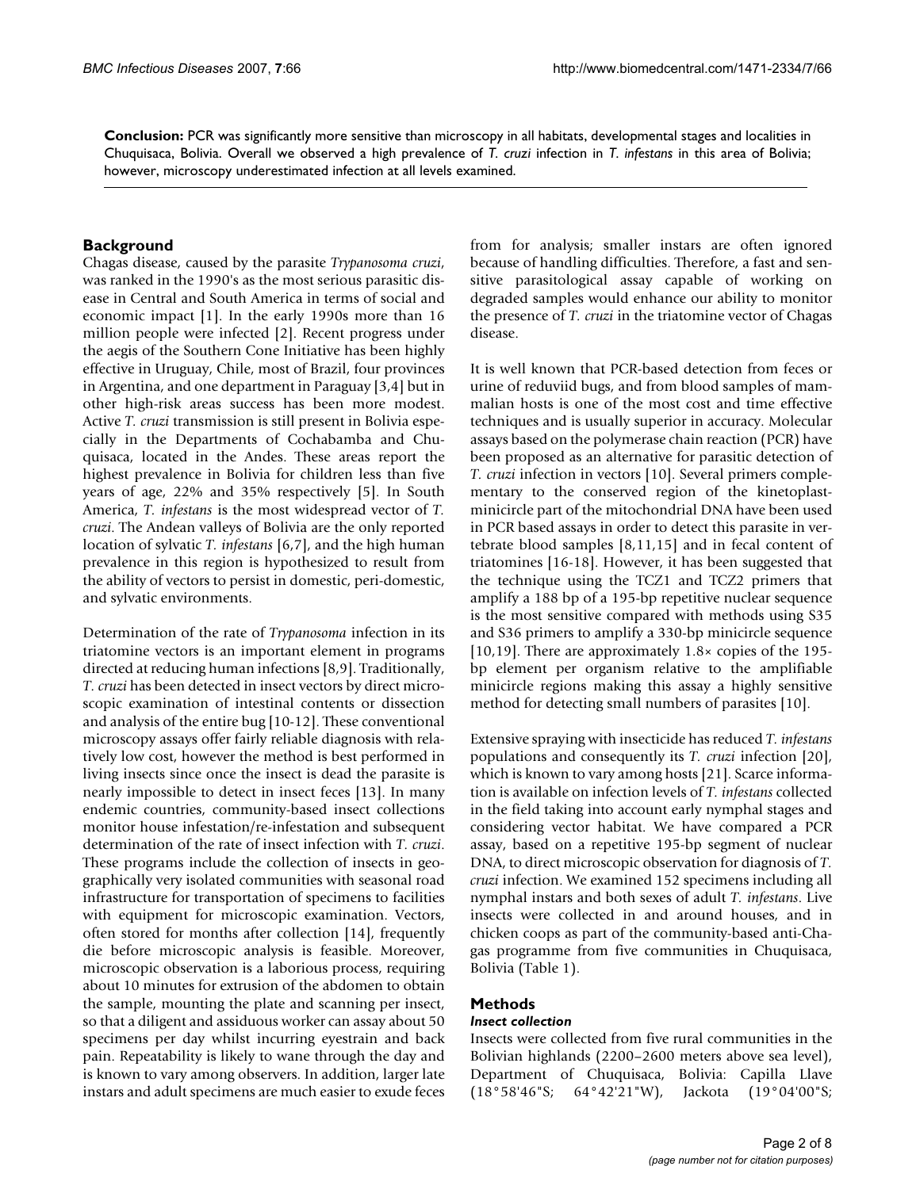**Conclusion:** PCR was significantly more sensitive than microscopy in all habitats, developmental stages and localities in Chuquisaca, Bolivia. Overall we observed a high prevalence of *T. cruzi* infection in *T. infestans* in this area of Bolivia; however, microscopy underestimated infection at all levels examined.

## Background

Chagas disease, caused by the parasite *Trypanosoma cruzi*, was ranked in the 1990's as the most serious parasitic disease in Central and South America in terms of social and economic impact [1]. In the early 1990s more than 16 million people were infected [2]. Recent progress under the aegis of the Southern Cone Initiative has been highly effective in Uruguay, Chile, most of Brazil, four provinces in Argentina, and one department in Paraguay [3,4] but in other high-risk areas success has been more modest. Active *T. cruzi* transmission is still present in Bolivia especially in the Departments of Cochabamba and Chuquisaca, located in the Andes. These areas report the highest prevalence in Bolivia for children less than five years of age, 22% and 35% respectively [5]. In South America, *T. infestans* is the most widespread vector of *T. cruzi*. The Andean valleys of Bolivia are the only reported location of sylvatic *T. infestans* [6,7], and the high human prevalence in this region is hypothesized to result from the ability of vectors to persist in domestic, peri-domestic, and sylvatic environments.

Determination of the rate of *Trypanosoma* infection in its triatomine vectors is an important element in programs directed at reducing human infections [8,9]. Traditionally, *T. cruzi* has been detected in insect vectors by direct microscopic examination of intestinal contents or dissection and analysis of the entire bug [10-12]. These conventional microscopy assays offer fairly reliable diagnosis with relatively low cost, however the method is best performed in living insects since once the insect is dead the parasite is nearly impossible to detect in insect feces [13]. In many endemic countries, community-based insect collections monitor house infestation/re-infestation and subsequent determination of the rate of insect infection with *T. cruzi*. These programs include the collection of insects in geographically very isolated communities with seasonal road infrastructure for transportation of specimens to facilities with equipment for microscopic examination. Vectors, often stored for months after collection [14], frequently die before microscopic analysis is feasible. Moreover, microscopic observation is a laborious process, requiring about 10 minutes for extrusion of the abdomen to obtain the sample, mounting the plate and scanning per insect, so that a diligent and assiduous worker can assay about 50 specimens per day whilst incurring eyestrain and back pain. Repeatability is likely to wane through the day and is known to vary among observers. In addition, larger late instars and adult specimens are much easier to exude feces from for analysis; smaller instars are often ignored because of handling difficulties. Therefore, a fast and sensitive parasitological assay capable of working on degraded samples would enhance our ability to monitor the presence of *T. cruzi* in the triatomine vector of Chagas disease.

It is well known that PCR-based detection from feces or urine of reduviid bugs, and from blood samples of mammalian hosts is one of the most cost and time effective techniques and is usually superior in accuracy. Molecular assays based on the polymerase chain reaction (PCR) have been proposed as an alternative for parasitic detection of *T. cruzi* infection in vectors [10]. Several primers complementary to the conserved region of the kinetoplast-minicircle part of the mitochondrial DNA have been used in PCR based assays in order to detect this parasite in vertebrate blood samples [8,11,15] and in fecal content of triatomines [16-18]. However, it has been suggested that the technique using the TCZ1 and TCZ2 primers that amplify a 188 bp of a 195-bp repetitive nuclear sequence is the most sensitive compared with methods using S35 and S36 primers to amplify a 330-bp minicircle sequence [10,19]. There are approximately 1.8× copies of the 195-bp element per organism relative to the amplifiable minicircle regions making this assay a highly sensitive method for detecting small numbers of parasites [10].

Extensive spraying with insecticide has reduced *T. infestans* populations and consequently its *T. cruzi* infection [20], which is known to vary among hosts [21]. Scarce information is available on infection levels of *T. infestans* collected in the field taking into account early nymphal stages and considering vector habitat. We have compared a PCR assay, based on a repetitive 195-bp segment of nuclear DNA, to direct microscopic observation for diagnosis of *T. cruzi* infection. We examined 152 specimens including all nymphal instars and both sexes of adult *T. infestans*. Live insects were collected in and around houses, and in chicken coops as part of the community-based anti-Chagas programme from five communities in Chuquisaca, Bolivia (Table 1).

## Methods

### *Insect collection*

Insects were collected from five rural communities in the Bolivian highlands (2200–2600 meters above sea level), Department of Chuquisaca, Bolivia: Capilla Llave (18°58'46"S; 64°42'21"W), Jackota (19°04'00"S;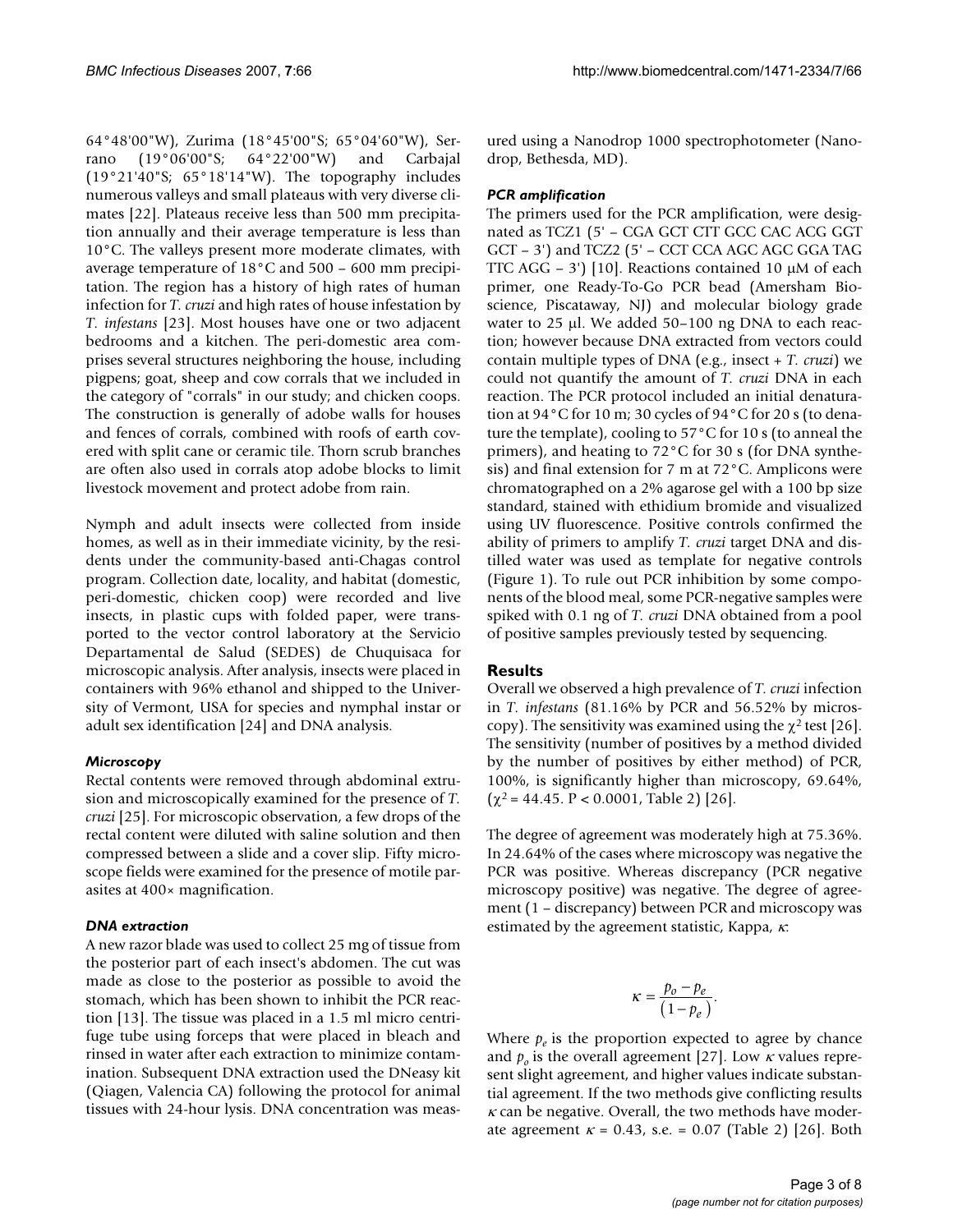64°48'00"W), Zurima (18°45'00"S; 65°04'60"W), Serrano (19°06'00"S; 64°22'00"W) and Carbajal (19°21'40"S; 65°18'14"W). The topography includes numerous valleys and small plateaus with very diverse climates [22]. Plateaus receive less than 500 mm precipitation annually and their average temperature is less than 10°C. The valleys present more moderate climates, with average temperature of 18°C and 500 – 600 mm precipitation. The region has a history of high rates of human infection for *T. cruzi* and high rates of house infestation by *T. infestans* [23]. Most houses have one or two adjacent bedrooms and a kitchen. The peri-domestic area comprises several structures neighboring the house, including pigpens; goat, sheep and cow corrals that we included in the category of "corrals" in our study; and chicken coops. The construction is generally of adobe walls for houses and fences of corrals, combined with roofs of earth covered with split cane or ceramic tile. Thorn scrub branches are often also used in corrals atop adobe blocks to limit livestock movement and protect adobe from rain.

Nymph and adult insects were collected from inside homes, as well as in their immediate vicinity, by the residents under the community-based anti-Chagas control program. Collection date, locality, and habitat (domestic, peri-domestic, chicken coop) were recorded and live insects, in plastic cups with folded paper, were transported to the vector control laboratory at the Servicio Departamental de Salud (SEDES) de Chuquisaca for microscopic analysis. After analysis, insects were placed in containers with 96% ethanol and shipped to the University of Vermont, USA for species and nymphal instar or adult sex identification [24] and DNA analysis.

### *Microscopy*

Rectal contents were removed through abdominal extrusion and microscopically examined for the presence of *T. cruzi* [25]. For microscopic observation, a few drops of the rectal content were diluted with saline solution and then compressed between a slide and a cover slip. Fifty microscope fields were examined for the presence of motile parasites at 400× magnification.

### *DNA extraction*

A new razor blade was used to collect 25 mg of tissue from the posterior part of each insect's abdomen. The cut was made as close to the posterior as possible to avoid the stomach, which has been shown to inhibit the PCR reaction [13]. The tissue was placed in a 1.5 ml micro centrifuge tube using forceps that were placed in bleach and rinsed in water after each extraction to minimize contamination. Subsequent DNA extraction used the DNeasy kit (Qiagen, Valencia CA) following the protocol for animal tissues with 24-hour lysis. DNA concentration was measured using a Nanodrop 1000 spectrophotometer (Nanodrop, Bethesda, MD).

### *PCR amplification*

The primers used for the PCR amplification, were designated as TCZ1 (5' – CGA GCT CTT GCC CAC ACG GGT GCT – 3') and TCZ2 (5' – CCT CCA AGC AGC GGA TAG TTC AGG – 3') [10]. Reactions contained 10 μM of each primer, one Ready-To-Go PCR bead (Amersham Bioscience, Piscataway, NJ) and molecular biology grade water to 25 μl. We added 50–100 ng DNA to each reaction; however because DNA extracted from vectors could contain multiple types of DNA (e.g., insect + *T. cruzi*) we could not quantify the amount of *T. cruzi* DNA in each reaction. The PCR protocol included an initial denaturation at 94°C for 10 m; 30 cycles of 94°C for 20 s (to denature the template), cooling to 57°C for 10 s (to anneal the primers), and heating to 72°C for 30 s (for DNA synthesis) and final extension for 7 m at 72°C. Amplicons were chromatographed on a 2% agarose gel with a 100 bp size standard, stained with ethidium bromide and visualized using UV fluorescence. Positive controls confirmed the ability of primers to amplify *T. cruzi* target DNA and distilled water was used as template for negative controls (Figure 1). To rule out PCR inhibition by some components of the blood meal, some PCR-negative samples were spiked with 0.1 ng of *T. cruzi* DNA obtained from a pool of positive samples previously tested by sequencing.

## Results

Overall we observed a high prevalence of *T. cruzi* infection in *T. infestans* (81.16% by PCR and 56.52% by microscopy). The sensitivity was examined using the $\chi^2$ test [26]. The sensitivity (number of positives by a method divided by the number of positives by either method) of PCR, 100%, is significantly higher than microscopy, 69.64%, ($\chi^2$ = 44.45. P < 0.0001, Table 2) [26].

The degree of agreement was moderately high at 75.36%. In 24.64% of the cases where microscopy was negative the PCR was positive. Whereas discrepancy (PCR negative microscopy positive) was negative. The degree of agreement (1 – discrepancy) between PCR and microscopy was estimated by the agreement statistic, Kappa, $\kappa$:

$$\kappa = \frac{p_o - p_e}{(1 - p_e)}.$$

Where $p_e$ is the proportion expected to agree by chance and $p_o$ is the overall agreement [27]. Low $\kappa$ values represent slight agreement, and higher values indicate substantial agreement. If the two methods give conflicting results $\kappa$ can be negative. Overall, the two methods have moderate agreement $\kappa$ = 0.43, s.e. = 0.07 (Table 2) [26]. Both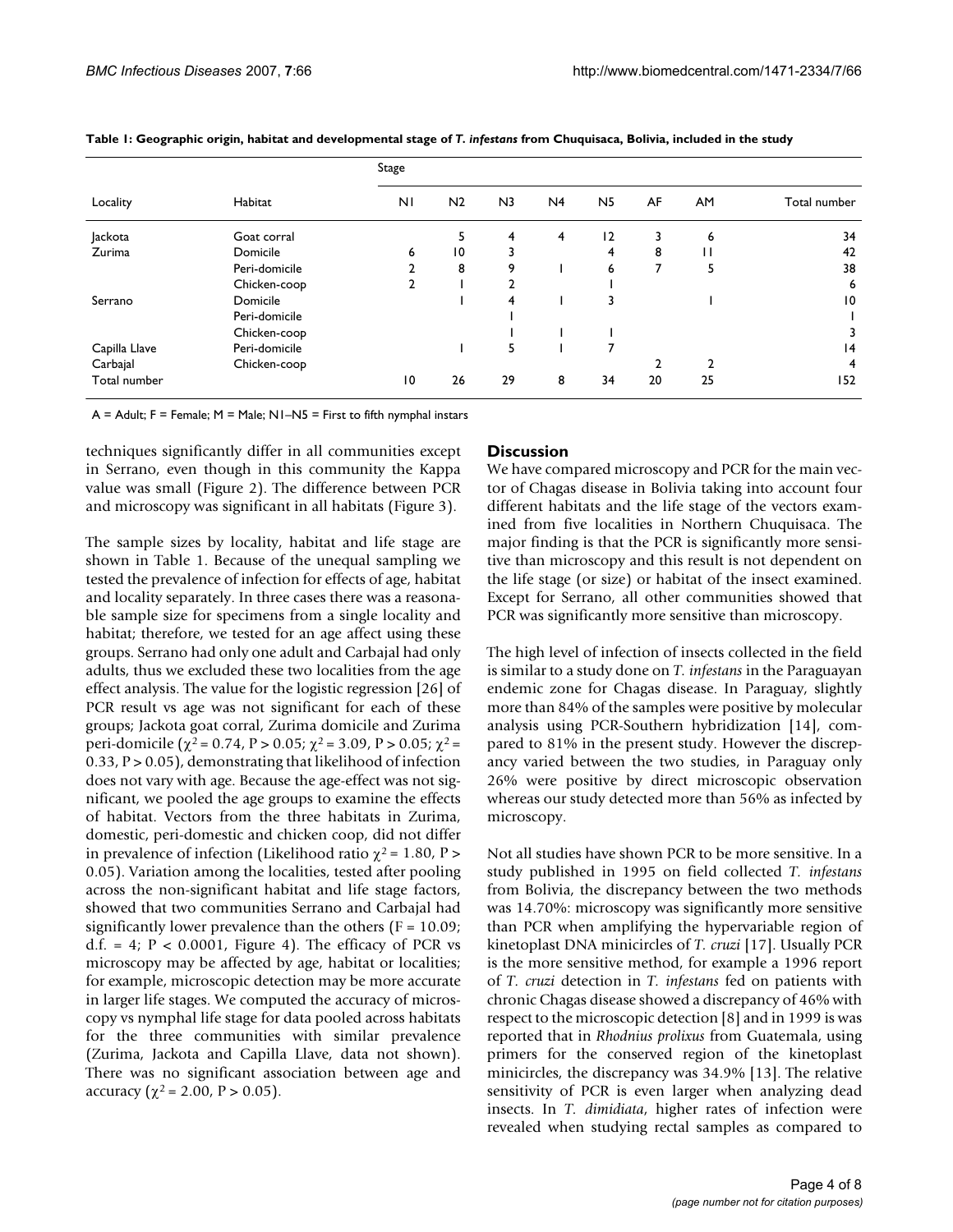**Table 1: Geographic origin, habitat and developmental stage of *T. infestans* from Chuquisaca, Bolivia, included in the study**

| Locality | Habitat | Stage | | | | | | | Total number |
|---|---|---|---|---|---|---|---|---|---|
| | | N1 | N2 | N3 | N4 | N5 | AF | AM | |
| Jackota | Goat corral | | 5 | 4 | 4 | 12 | 3 | 6 | 34 |
| Zurima | Domicile | 6 | 10 | 3 | | 4 | 8 | 11 | 42 |
| | Peri-domicile | 2 | 8 | 9 | 1 | 6 | 7 | 5 | 38 |
| | Chicken-coop | 2 | 1 | 2 | | 1 | | | 6 |
| Serrano | Domicile | | 1 | 4 | 1 | 3 | | 1 | 10 |
| | Peri-domicile | | | 1 | | | | | 1 |
| | Chicken-coop | | | 1 | 1 | 1 | | | 3 |
| Capilla Llave | Peri-domicile | | 1 | 5 | 1 | 7 | | | 14 |
| Carbajal | Chicken-coop | | | | | | 2 | 2 | 4 |
| Total number | | 10 | 26 | 29 | 8 | 34 | 20 | 25 | 152 |

A = Adult; F = Female; M = Male; N1–N5 = First to fifth nymphal instars

techniques significantly differ in all communities except in Serrano, even though in this community the Kappa value was small (Figure 2). The difference between PCR and microscopy was significant in all habitats (Figure 3).

The sample sizes by locality, habitat and life stage are shown in Table 1. Because of the unequal sampling we tested the prevalence of infection for effects of age, habitat and locality separately. In three cases there was a reasonable sample size for specimens from a single locality and habitat; therefore, we tested for an age affect using these groups. Serrano had only one adult and Carbajal had only adults, thus we excluded these two localities from the age effect analysis. The value for the logistic regression [26] of PCR result vs age was not significant for each of these groups; Jackota goat corral, Zurima domicile and Zurima peri-domicile ($\chi^2 = 0.74$, $P > 0.05$; $\chi^2 = 3.09$, $P > 0.05$; $\chi^2 = 0.33$, $P > 0.05$), demonstrating that likelihood of infection does not vary with age. Because the age-effect was not significant, we pooled the age groups to examine the effects of habitat. Vectors from the three habitats in Zurima, domestic, peri-domestic and chicken coop, did not differ in prevalence of infection (Likelihood ratio $\chi^2 = 1.80$, $P > 0.05$). Variation among the localities, tested after pooling across the non-significant habitat and life stage factors, showed that two communities Serrano and Carbajal had significantly lower prevalence than the others ($F = 10.09$; d.f. = 4; $P < 0.0001$, Figure 4). The efficacy of PCR vs microscopy may be affected by age, habitat or localities; for example, microscopic detection may be more accurate in larger life stages. We computed the accuracy of microscopy vs nymphal life stage for data pooled across habitats for the three communities with similar prevalence (Zurima, Jackota and Capilla Llave, data not shown). There was no significant association between age and accuracy ($\chi^2 = 2.00$, $P > 0.05$).

## Discussion

We have compared microscopy and PCR for the main vector of Chagas disease in Bolivia taking into account four different habitats and the life stage of the vectors examined from five localities in Northern Chuquisaca. The major finding is that the PCR is significantly more sensitive than microscopy and this result is not dependent on the life stage (or size) or habitat of the insect examined. Except for Serrano, all other communities showed that PCR was significantly more sensitive than microscopy.

The high level of infection of insects collected in the field is similar to a study done on *T. infestans* in the Paraguayan endemic zone for Chagas disease. In Paraguay, slightly more than 84% of the samples were positive by molecular analysis using PCR-Southern hybridization [14], compared to 81% in the present study. However the discrepancy varied between the two studies, in Paraguay only 26% were positive by direct microscopic observation whereas our study detected more than 56% as infected by microscopy.

Not all studies have shown PCR to be more sensitive. In a study published in 1995 on field collected *T. infestans* from Bolivia, the discrepancy between the two methods was 14.70%: microscopy was significantly more sensitive than PCR when amplifying the hypervariable region of kinetoplast DNA minicircles of *T. cruzi* [17]. Usually PCR is the more sensitive method, for example a 1996 report of *T. cruzi* detection in *T. infestans* fed on patients with chronic Chagas disease showed a discrepancy of 46% with respect to the microscopic detection [8] and in 1999 is was reported that in *Rhodnius prolixus* from Guatemala, using primers for the conserved region of the kinetoplast minicircles, the discrepancy was 34.9% [13]. The relative sensitivity of PCR is even larger when analyzing dead insects. In *T. dimidiata*, higher rates of infection were revealed when studying rectal samples as compared to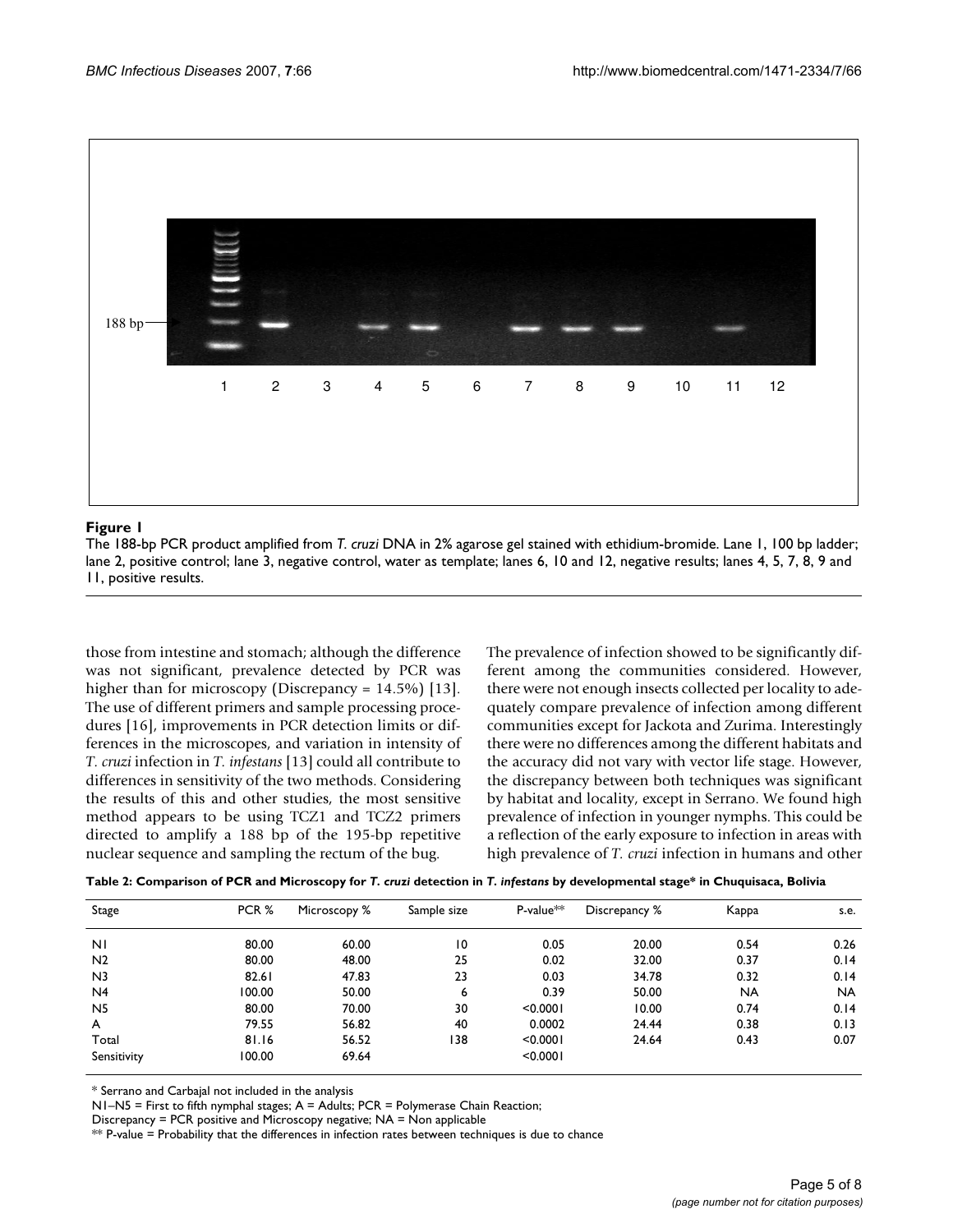**Figure 1**

The 188-bp PCR product amplified from *T. cruzi* DNA in 2% agarose gel stained with ethidium-bromide. Lane 1, 100 bp ladder; lane 2, positive control; lane 3, negative control, water as template; lanes 6, 10 and 12, negative results; lanes 4, 5, 7, 8, 9 and 11, positive results.

those from intestine and stomach; although the difference was not significant, prevalence detected by PCR was higher than for microscopy (Discrepancy = 14.5%) [13]. The use of different primers and sample processing procedures [16], improvements in PCR detection limits or differences in the microscopes, and variation in intensity of *T. cruzi* infection in *T. infestans* [13] could all contribute to differences in sensitivity of the two methods. Considering the results of this and other studies, the most sensitive method appears to be using TCZ1 and TCZ2 primers directed to amplify a 188 bp of the 195-bp repetitive nuclear sequence and sampling the rectum of the bug.

The prevalence of infection showed to be significantly different among the communities considered. However, there were not enough insects collected per locality to adequately compare prevalence of infection among different communities except for Jackota and Zurima. Interestingly there were no differences among the different habitats and the accuracy did not vary with vector life stage. However, the discrepancy between both techniques was significant by habitat and locality, except in Serrano. We found high prevalence of infection in younger nymphs. This could be a reflection of the early exposure to infection in areas with high prevalence of *T. cruzi* infection in humans and other

**Table 2: Comparison of PCR and Microscopy for *T. cruzi* detection in *T. infestans* by developmental stage\* in Chuquisaca, Bolivia**

| Stage | PCR % | Microscopy % | Sample size | P-value** | Discrepancy % | Kappa | s.e. |
|---|---|---|---|---|---|---|---|
| N1 | 80.00 | 60.00 | 10 | 0.05 | 20.00 | 0.54 | 0.26 |
| N2 | 80.00 | 48.00 | 25 | 0.02 | 32.00 | 0.37 | 0.14 |
| N3 | 82.61 | 47.83 | 23 | 0.03 | 34.78 | 0.32 | 0.14 |
| N4 | 100.00 | 50.00 | 6 | 0.39 | 50.00 | NA | NA |
| N5 | 80.00 | 70.00 | 30 | <0.0001 | 10.00 | 0.74 | 0.14 |
| A | 79.55 | 56.82 | 40 | 0.0002 | 24.44 | 0.38 | 0.13 |
| Total | 81.16 | 56.52 | 138 | <0.0001 | 24.64 | 0.43 | 0.07 |
| Sensitivity | 100.00 | 69.64 | | <0.0001 | | | |

\* Serrano and Carbajal not included in the analysis
N1–N5 = First to fifth nymphal stages; A = Adults; PCR = Polymerase Chain Reaction;
Discrepancy = PCR positive and Microscopy negative; NA = Non applicable
\*\* P-value = Probability that the differences in infection rates between techniques is due to chance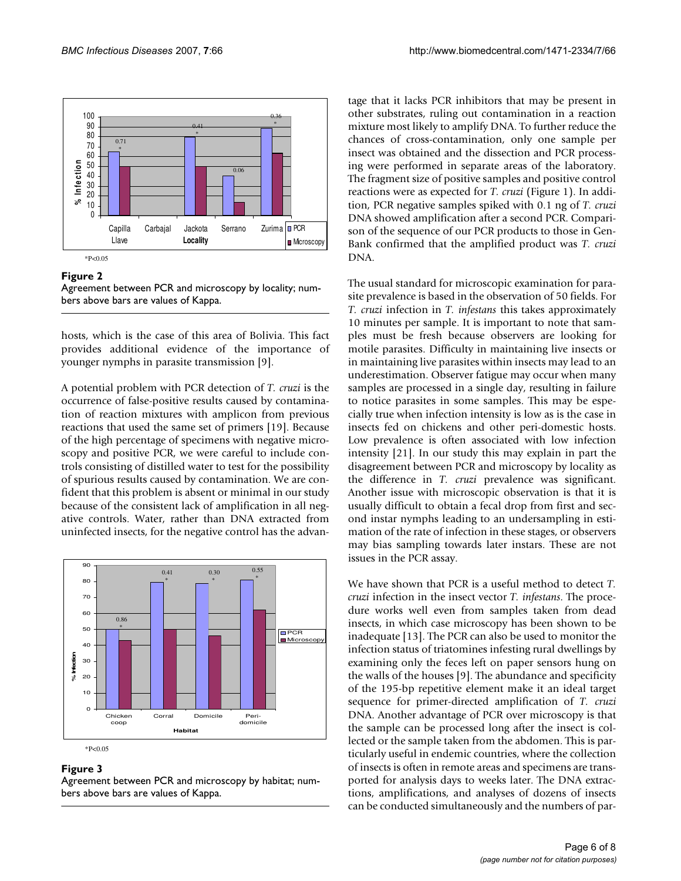100
90
80
70
60
50
40
30
20
10
0

% Infection

0.71
*

0.41
*

0.06

0.36
*

Capilla Llave

Carbajal

Jackota

Serrano

Zurima

Locality

PCR

Microscopy

*P<0.05

**Figure 2**

Agreement between PCR and microscopy by locality; numbers above bars are values of Kappa.

hosts, which is the case of this area of Bolivia. This fact provides additional evidence of the importance of younger nymphs in parasite transmission [9].

A potential problem with PCR detection of *T. cruzi* is the occurrence of false-positive results caused by contamination of reaction mixtures with amplicon from previous reactions that used the same set of primers [19]. Because of the high percentage of specimens with negative microscopy and positive PCR, we were careful to include controls consisting of distilled water to test for the possibility of spurious results caused by contamination. We are confident that this problem is absent or minimal in our study because of the consistent lack of amplification in all negative controls. Water, rather than DNA extracted from uninfected insects, for the negative control has the advantage that it lacks PCR inhibitors that may be present in other substrates, ruling out contamination in a reaction mixture most likely to amplify DNA. To further reduce the chances of cross-contamination, only one sample per insect was obtained and the dissection and PCR processing were performed in separate areas of the laboratory. The fragment size of positive samples and positive control reactions were as expected for *T. cruzi* (Figure 1). In addition, PCR negative samples spiked with 0.1 ng of *T. cruzi* DNA showed amplification after a second PCR. Comparison of the sequence of our PCR products to those in GenBank confirmed that the amplified product was *T. cruzi* DNA.

90
80
70
60
50
40
30
20
10
0

% Infection

0.86
*

0.41
*

0.30
*

0.55
*

Chicken coop

Corral

Domicile

Peri-domicile

Habitat

PCR

Microscopy

*P<0.05

**Figure 3**

Agreement between PCR and microscopy by habitat; numbers above bars are values of Kappa.

The usual standard for microscopic examination for parasite prevalence is based in the observation of 50 fields. For *T. cruzi* infection in *T. infestans* this takes approximately 10 minutes per sample. It is important to note that samples must be fresh because observers are looking for motile parasites. Difficulty in maintaining live insects or in maintaining live parasites within insects may lead to an underestimation. Observer fatigue may occur when many samples are processed in a single day, resulting in failure to notice parasites in some samples. This may be especially true when infection intensity is low as is the case in insects fed on chickens and other peri-domestic hosts. Low prevalence is often associated with low infection intensity [21]. In our study this may explain in part the disagreement between PCR and microscopy by locality as the difference in *T. cruzi* prevalence was significant. Another issue with microscopic observation is that it is usually difficult to obtain a fecal drop from first and second instar nymphs leading to an undersampling in estimation of the rate of infection in these stages, or observers may bias sampling towards later instars. These are not issues in the PCR assay.

We have shown that PCR is a useful method to detect *T. cruzi* infection in the insect vector *T. infestans*. The procedure works well even from samples taken from dead insects, in which case microscopy has been shown to be inadequate [13]. The PCR can also be used to monitor the infection status of triatomines infesting rural dwellings by examining only the feces left on paper sensors hung on the walls of the houses [9]. The abundance and specificity of the 195-bp repetitive element make it an ideal target sequence for primer-directed amplification of *T. cruzi* DNA. Another advantage of PCR over microscopy is that the sample can be processed long after the insect is collected or the sample taken from the abdomen. This is particularly useful in endemic countries, where the collection of insects is often in remote areas and specimens are transported for analysis days to weeks later. The DNA extractions, amplifications, and analyses of dozens of insects can be conducted simultaneously and the numbers of par-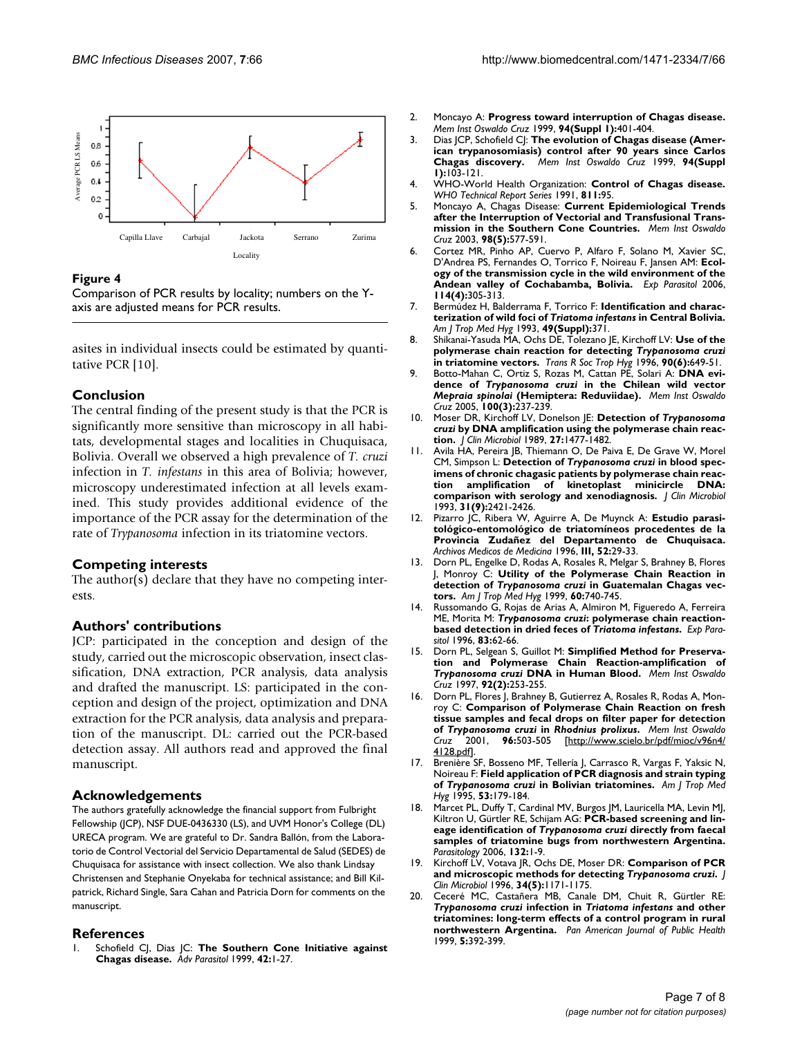**Figure 4**

Comparison of PCR results by locality; numbers on the Y-axis are adjusted means for PCR results.

asites in individual insects could be estimated by quantitative PCR [10].

## Conclusion

The central finding of the present study is that the PCR is significantly more sensitive than microscopy in all habitats, developmental stages and localities in Chuquisaca, Bolivia. Overall we observed a high prevalence of *T. cruzi* infection in *T. infestans* in this area of Bolivia; however, microscopy underestimated infection at all levels examined. This study provides additional evidence of the importance of the PCR assay for the determination of the rate of *Trypanosoma* infection in its triatomine vectors.

## Competing interests

The author(s) declare that they have no competing interests.

## Authors' contributions

JCP: participated in the conception and design of the study, carried out the microscopic observation, insect classification, DNA extraction, PCR analysis, data analysis and drafted the manuscript. LS: participated in the conception and design of the project, optimization and DNA extraction for the PCR analysis, data analysis and preparation of the manuscript. DL: carried out the PCR-based detection assay. All authors read and approved the final manuscript.

## Acknowledgements

The authors gratefully acknowledge the financial support from Fulbright Fellowship (JCP), NSF DUE-0436330 (LS), and UVM Honor's College (DL) URECA program. We are grateful to Dr. Sandra Ballón, from the Laboratorio de Control Vectorial del Servicio Departamental de Salud (SEDES) de Chuquisaca for assistance with insect collection. We also thank Lindsay Christensen and Stephanie Onyekaba for technical assistance; and Bill Kilpatrick, Richard Single, Sara Cahan and Patricia Dorn for comments on the manuscript.

## References

1. Schofield CJ, Dias JC: **The Southern Cone Initiative against Chagas disease.** *Adv Parasitol* 1999, **42:**1-27.
2. Moncayo A: **Progress toward interruption of Chagas disease.** *Mem Inst Oswaldo Cruz* 1999, **94(Suppl 1):**401-404.
3. Dias JCP, Schofield CJ: **The evolution of Chagas disease (American trypanosomiasis) control after 90 years since Carlos Chagas discovery.** *Mem Inst Oswaldo Cruz* 1999, **94(Suppl 1):**103-121.
4. WHO-World Health Organization: **Control of Chagas disease.** *WHO Technical Report Series* 1991, **811:**95.
5. Moncayo A, Chagas Disease: **Current Epidemiological Trends after the Interruption of Vectorial and Transfusional Transmission in the Southern Cone Countries.** *Mem Inst Oswaldo Cruz* 2003, **98(5):**577-591.
6. Cortez MR, Pinho AP, Cuervo P, Alfaro F, Solano M, Xavier SC, D'Andrea PS, Fernandes O, Torrico F, Noireau F, Jansen AM: **Ecology of the transmission cycle in the wild environment of the Andean valley of Cochabamba, Bolivia.** *Exp Parasitol* 2006, **114(4):**305-313.
7. Bermúdez H, Balderrama F, Torrico F: **Identification and characterization of wild foci of *Triatoma infestans* in Central Bolivia.** *Am J Trop Med Hyg* 1993, **49(Suppl):**371.
8. Shikanai-Yasuda MA, Ochs DE, Tolezano JE, Kirchoff LV: **Use of the polymerase chain reaction for detecting *Trypanosoma cruzi* in triatomine vectors.** *Trans R Soc Trop Hyg* 1996, **90(6):**649-51.
9. Botto-Mahan C, Ortiz S, Rozas M, Cattan PE, Solari A: **DNA evidence of *Trypanosoma cruzi* in the Chilean wild vector *Mepraia spinolai* (Hemiptera: Reduviidae).** *Mem Inst Oswaldo Cruz* 2005, **100(3):**237-239.
10. Moser DR, Kirchoff LV, Donelson JE: **Detection of *Trypanosoma cruzi* by DNA amplification using the polymerase chain reaction.** *J Clin Microbiol* 1989, **27:**1477-1482.
11. Avila HA, Pereira JB, Thiemann O, De Paiva E, De Grave W, Morel CM, Simpson L: **Detection of *Trypanosoma cruzi* in blood specimens of chronic chagasic patients by polymerase chain reaction amplification of kinetoplast minicircle DNA: comparison with serology and xenodiagnosis.** *J Clin Microbiol* 1993, **31(9):**2421-2426.
12. Pizarro JC, Ribera W, Aguirre A, De Muynck A: **Estudio parasitológico-entomológico de triatomíneos procedentes de la Provincia Zudañez del Departamento de Chuquisaca.** *Archivos Medicos de Medicina* 1996, **III, 52:**29-33.
13. Dorn PL, Engelke D, Rodas A, Rosales R, Melgar S, Brahney B, Flores J, Monroy C: **Utility of the Polymerase Chain Reaction in detection of *Trypanosoma cruzi* in Guatemalan Chagas vectors.** *Am J Trop Med Hyg* 1999, **60:**740-745.
14. Russomando G, Rojas de Arias A, Almiron M, Figueredo A, Ferreira ME, Morita M: ***Trypanosoma cruzi*: polymerase chain reaction-based detection in dried feces of *Triatoma infestans*.** *Exp Parasitol* 1996, **83:**62-66.
15. Dorn PL, Selgean S, Guillot M: **Simplified Method for Preservation and Polymerase Chain Reaction-amplification of *Trypanosoma cruzi* DNA in Human Blood.** *Mem Inst Oswaldo Cruz* 1997, **92(2):**253-255.
16. Dorn PL, Flores J, Brahney B, Gutierrez A, Rosales R, Rodas A, Monroy C: **Comparison of Polymerase Chain Reaction on fresh tissue samples and fecal drops on filter paper for detection of *Trypanosoma cruzi* in *Rhodnius prolixus*.** *Mem Inst Oswaldo Cruz* 2001, **96:**503-505 [http://www.scielo.br/pdf/mioc/v96n4/4128.pdf].
17. Brenière SF, Bosseno MF, Tellería J, Carrasco R, Vargas F, Yaksic N, Noireau F: **Field application of PCR diagnosis and strain typing of *Trypanosoma cruzi* in Bolivian triatomines.** *Am J Trop Med Hyg* 1995, **53:**179-184.
18. Marcet PL, Duffy T, Cardinal MV, Burgos JM, Lauricella MA, Levin MJ, Kiltron U, Gürtler RE, Schijam AG: **PCR-based screening and lineage identification of *Trypanosoma cruzi* directly from faecal samples of triatomine bugs from northwestern Argentina.** *Parasitology* 2006, **132:**1-9.
19. Kirchoff LV, Votava JR, Ochs DE, Moser DR: **Comparison of PCR and microscopic methods for detecting *Trypanosoma cruzi*.** *J Clin Microbiol* 1996, **34(5):**1171-1175.
20. Ceceré MC, Castañera MB, Canale DM, Chuit R, Gürtler RE: ***Trypanosoma cruzi* infection in *Triatoma infestans* and other triatomines: long-term effects of a control program in rural northwestern Argentina.** *Pan American Journal of Public Health* 1999, **5:**392-399.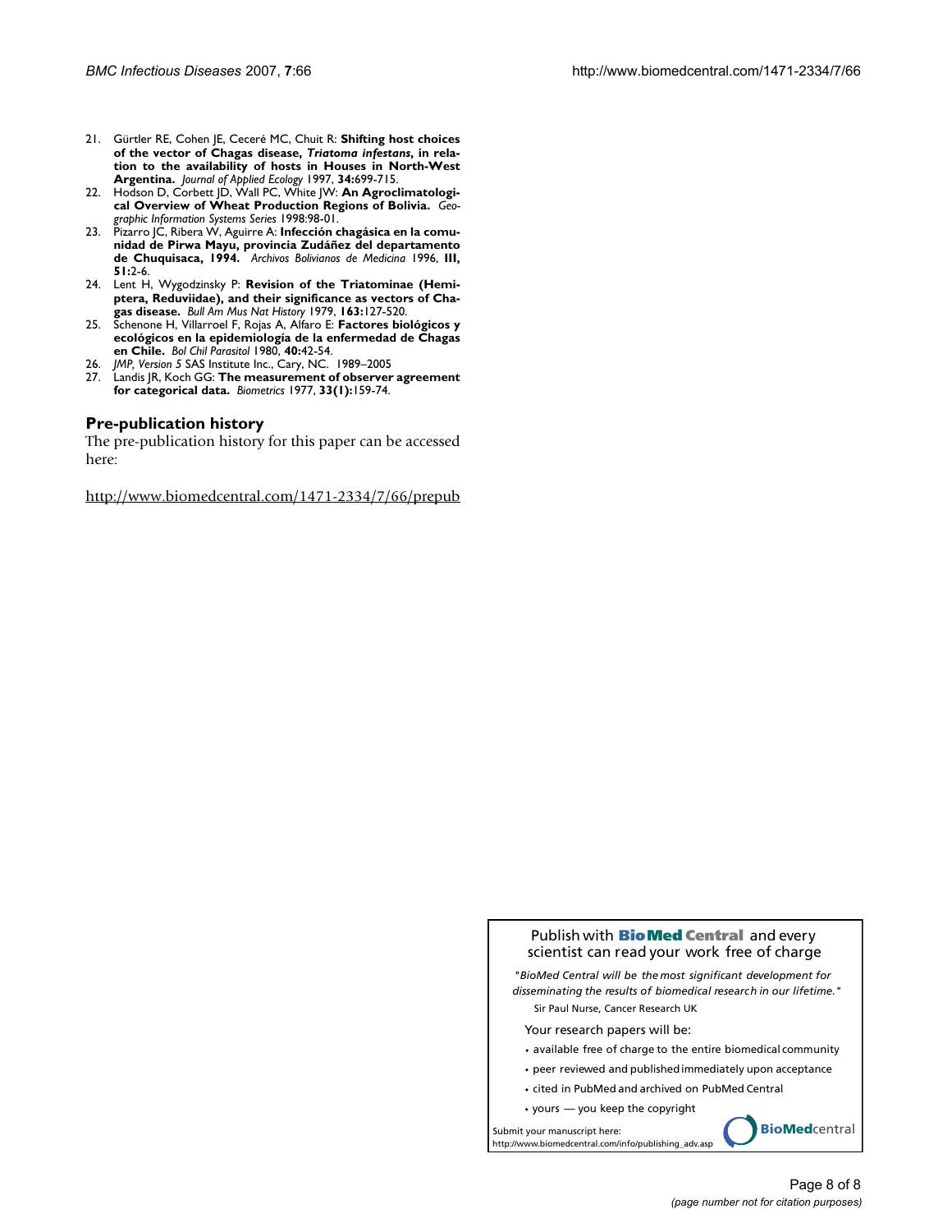21. Gürtler RE, Cohen JE, Ceceré MC, Chuit R: **Shifting host choices of the vector of Chagas disease, *Triatoma infestans*, in relation to the availability of hosts in Houses in North-West Argentina.** *Journal of Applied Ecology* 1997, **34:**699-715.
22. Hodson D, Corbett JD, Wall PC, White JW: **An Agroclimatological Overview of Wheat Production Regions of Bolivia.** *Geographic Information Systems Series* 1998:98-01.
23. Pizarro JC, Ribera W, Aguirre A: **Infección chagásica en la comunidad de Pirwa Mayu, provincia Zudáñez del departamento de Chuquisaca, 1994.** *Archivos Bolivianos de Medicina* 1996, **III, 51:**2-6.
24. Lent H, Wygodzinsky P: **Revision of the Triatominae (Hemiptera, Reduviidae), and their significance as vectors of Chagas disease.** *Bull Am Mus Nat History* 1979, **163:**127-520.
25. Schenone H, Villarroel F, Rojas A, Alfaro E: **Factores biológicos y ecológicos en la epidemiología de la enfermedad de Chagas en Chile.** *Bol Chil Parasitol* 1980, **40:**42-54.
26. *JMP, Version 5* SAS Institute Inc., Cary, NC. 1989–2005
27. Landis JR, Koch GG: **The measurement of observer agreement for categorical data.** *Biometrics* 1977, **33(1):**159-74.

## Pre-publication history

The pre-publication history for this paper can be accessed here:

http://www.biomedcentral.com/1471-2334/7/66/prepub

Publish with **BioMed Central** and every scientist can read your work free of charge

*"BioMed Central will be the most significant development for disseminating the results of biomedical research in our lifetime."*

Sir Paul Nurse, Cancer Research UK

Your research papers will be:

- available free of charge to the entire biomedical community
- peer reviewed and published immediately upon acceptance
- cited in PubMed and archived on PubMed Central
- yours — you keep the copyright

Submit your manuscript here:
http://www.biomedcentral.com/info/publishing_adv.asp

**BioMed**central